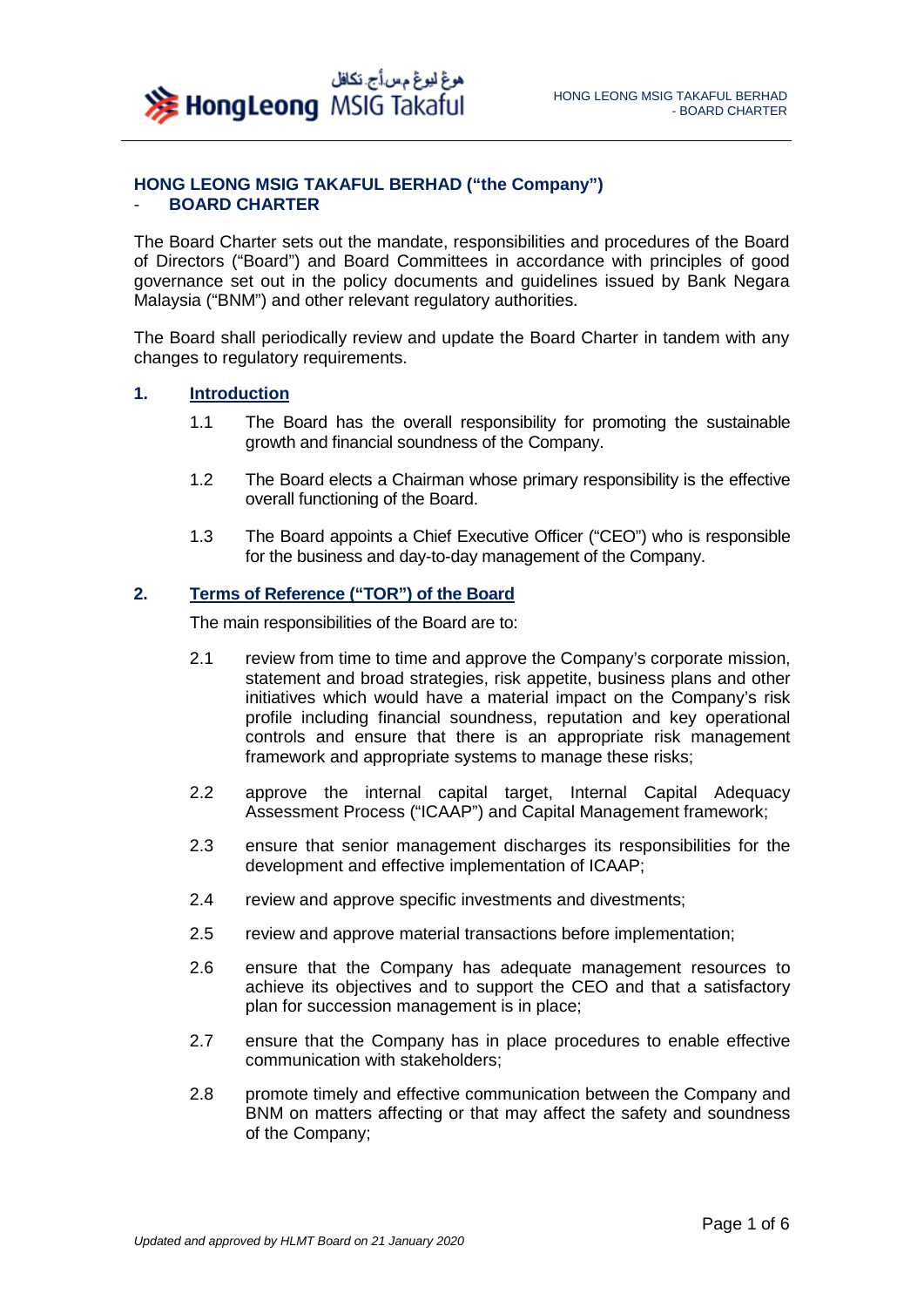# HONG LEONG MSIG TAKAFUL BERHAD ("the Company") - BOARD CHARTER

The Board Charter sets out the mandate, responsibilities and procedures of the Board of Directors ("Board") and Board Committees in accordance with principles of good governance set out in the policy documents and guidelines issued by Bank Negara Malaysia ("BNM") and other relevant regulatory authorities.

The Board shall periodically review and update the Board Charter in tandem with any changes to regulatory requirements.

## 1. Introduction

1.1 The Board has the overall responsibility for promoting the sustainable growth and financial soundness of the Company.

1.2 The Board elects a Chairman whose primary responsibility is the effective overall functioning of the Board.

1.3 The Board appoints a Chief Executive Officer ("CEO") who is responsible for the business and day-to-day management of the Company.

## 2. Terms of Reference ("TOR") of the Board

The main responsibilities of the Board are to:

2.1 review from time to time and approve the Company's corporate mission, statement and broad strategies, risk appetite, business plans and other initiatives which would have a material impact on the Company's risk profile including financial soundness, reputation and key operational controls and ensure that there is an appropriate risk management framework and appropriate systems to manage these risks;

2.2 approve the internal capital target, Internal Capital Adequacy Assessment Process ("ICAAP") and Capital Management framework;

2.3 ensure that senior management discharges its responsibilities for the development and effective implementation of ICAAP;

2.4 review and approve specific investments and divestments;

2.5 review and approve material transactions before implementation;

2.6 ensure that the Company has adequate management resources to achieve its objectives and to support the CEO and that a satisfactory plan for succession management is in place;

2.7 ensure that the Company has in place procedures to enable effective communication with stakeholders;

2.8 promote timely and effective communication between the Company and BNM on matters affecting or that may affect the safety and soundness of the Company;

*Updated and approved by HLMT Board on 21 January 2020*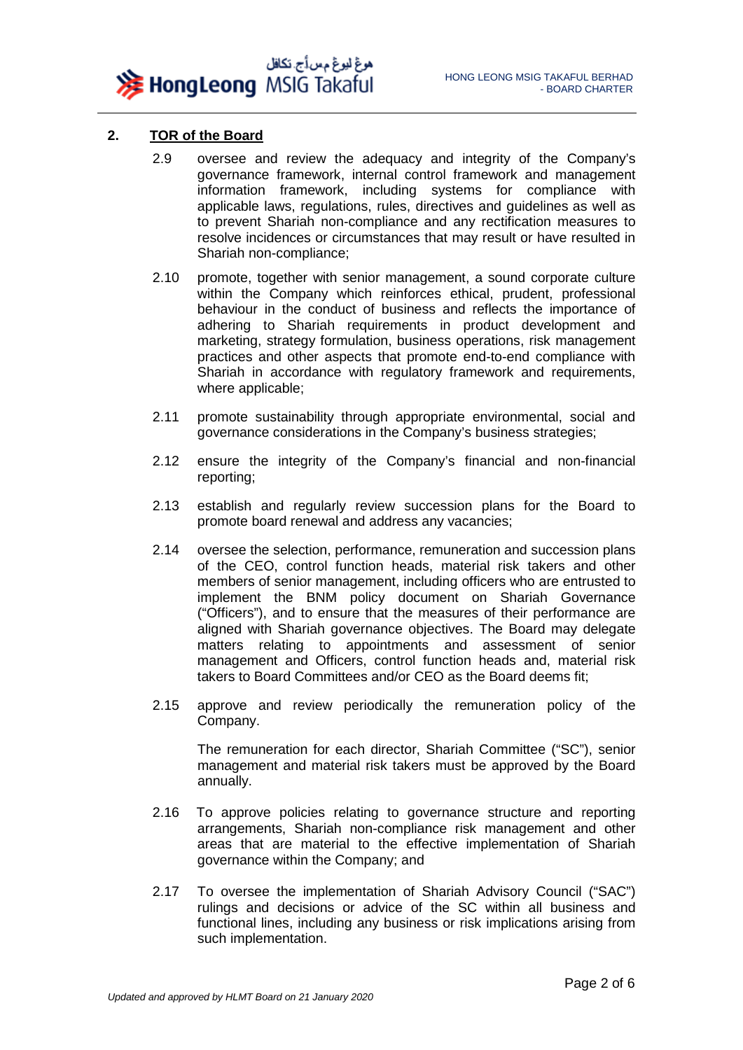## 2. TOR of the Board

2.9 oversee and review the adequacy and integrity of the Company's governance framework, internal control framework and management information framework, including systems for compliance with applicable laws, regulations, rules, directives and guidelines as well as to prevent Shariah non-compliance and any rectification measures to resolve incidences or circumstances that may result or have resulted in Shariah non-compliance;

2.10 promote, together with senior management, a sound corporate culture within the Company which reinforces ethical, prudent, professional behaviour in the conduct of business and reflects the importance of adhering to Shariah requirements in product development and marketing, strategy formulation, business operations, risk management practices and other aspects that promote end-to-end compliance with Shariah in accordance with regulatory framework and requirements, where applicable;

2.11 promote sustainability through appropriate environmental, social and governance considerations in the Company's business strategies;

2.12 ensure the integrity of the Company's financial and non-financial reporting;

2.13 establish and regularly review succession plans for the Board to promote board renewal and address any vacancies;

2.14 oversee the selection, performance, remuneration and succession plans of the CEO, control function heads, material risk takers and other members of senior management, including officers who are entrusted to implement the BNM policy document on Shariah Governance ("Officers"), and to ensure that the measures of their performance are aligned with Shariah governance objectives. The Board may delegate matters relating to appointments and assessment of senior management and Officers, control function heads and, material risk takers to Board Committees and/or CEO as the Board deems fit;

2.15 approve and review periodically the remuneration policy of the Company.

The remuneration for each director, Shariah Committee ("SC"), senior management and material risk takers must be approved by the Board annually.

2.16 To approve policies relating to governance structure and reporting arrangements, Shariah non-compliance risk management and other areas that are material to the effective implementation of Shariah governance within the Company; and

2.17 To oversee the implementation of Shariah Advisory Council ("SAC") rulings and decisions or advice of the SC within all business and functional lines, including any business or risk implications arising from such implementation.

*Updated and approved by HLMT Board on 21 January 2020*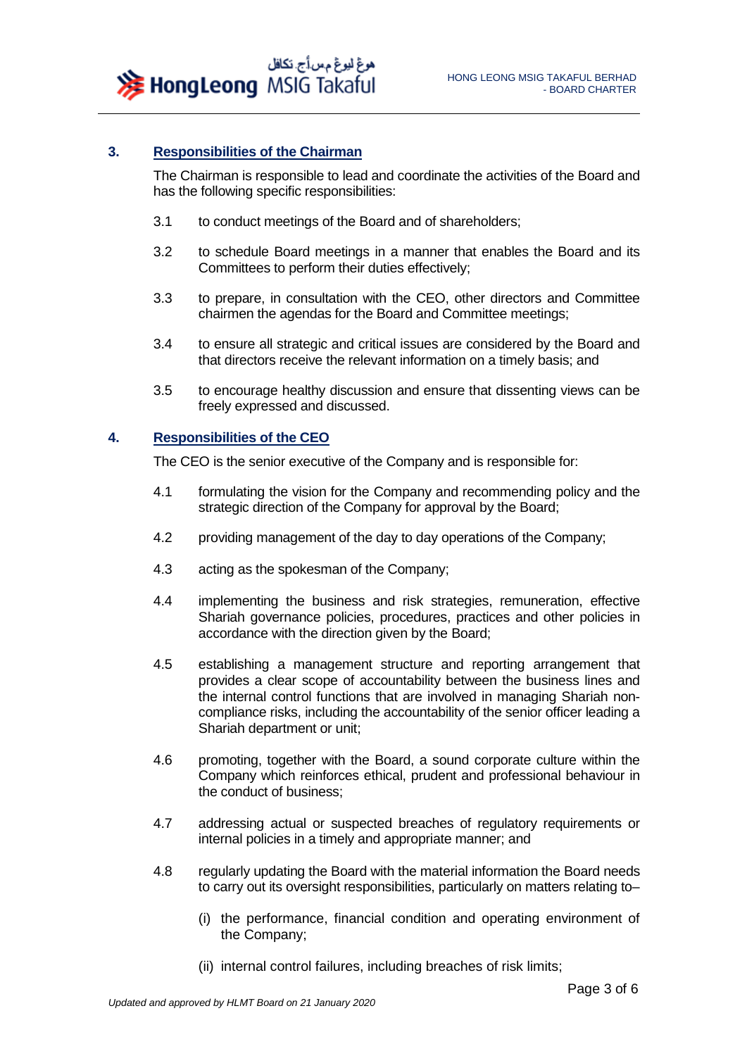## 3. Responsibilities of the Chairman

The Chairman is responsible to lead and coordinate the activities of the Board and has the following specific responsibilities:

3.1 to conduct meetings of the Board and of shareholders;

3.2 to schedule Board meetings in a manner that enables the Board and its Committees to perform their duties effectively;

3.3 to prepare, in consultation with the CEO, other directors and Committee chairmen the agendas for the Board and Committee meetings;

3.4 to ensure all strategic and critical issues are considered by the Board and that directors receive the relevant information on a timely basis; and

3.5 to encourage healthy discussion and ensure that dissenting views can be freely expressed and discussed.

## 4. Responsibilities of the CEO

The CEO is the senior executive of the Company and is responsible for:

4.1 formulating the vision for the Company and recommending policy and the strategic direction of the Company for approval by the Board;

4.2 providing management of the day to day operations of the Company;

4.3 acting as the spokesman of the Company;

4.4 implementing the business and risk strategies, remuneration, effective Shariah governance policies, procedures, practices and other policies in accordance with the direction given by the Board;

4.5 establishing a management structure and reporting arrangement that provides a clear scope of accountability between the business lines and the internal control functions that are involved in managing Shariah non-compliance risks, including the accountability of the senior officer leading a Shariah department or unit;

4.6 promoting, together with the Board, a sound corporate culture within the Company which reinforces ethical, prudent and professional behaviour in the conduct of business;

4.7 addressing actual or suspected breaches of regulatory requirements or internal policies in a timely and appropriate manner; and

4.8 regularly updating the Board with the material information the Board needs to carry out its oversight responsibilities, particularly on matters relating to–

(i) the performance, financial condition and operating environment of the Company;

(ii) internal control failures, including breaches of risk limits;

*Updated and approved by HLMT Board on 21 January 2020*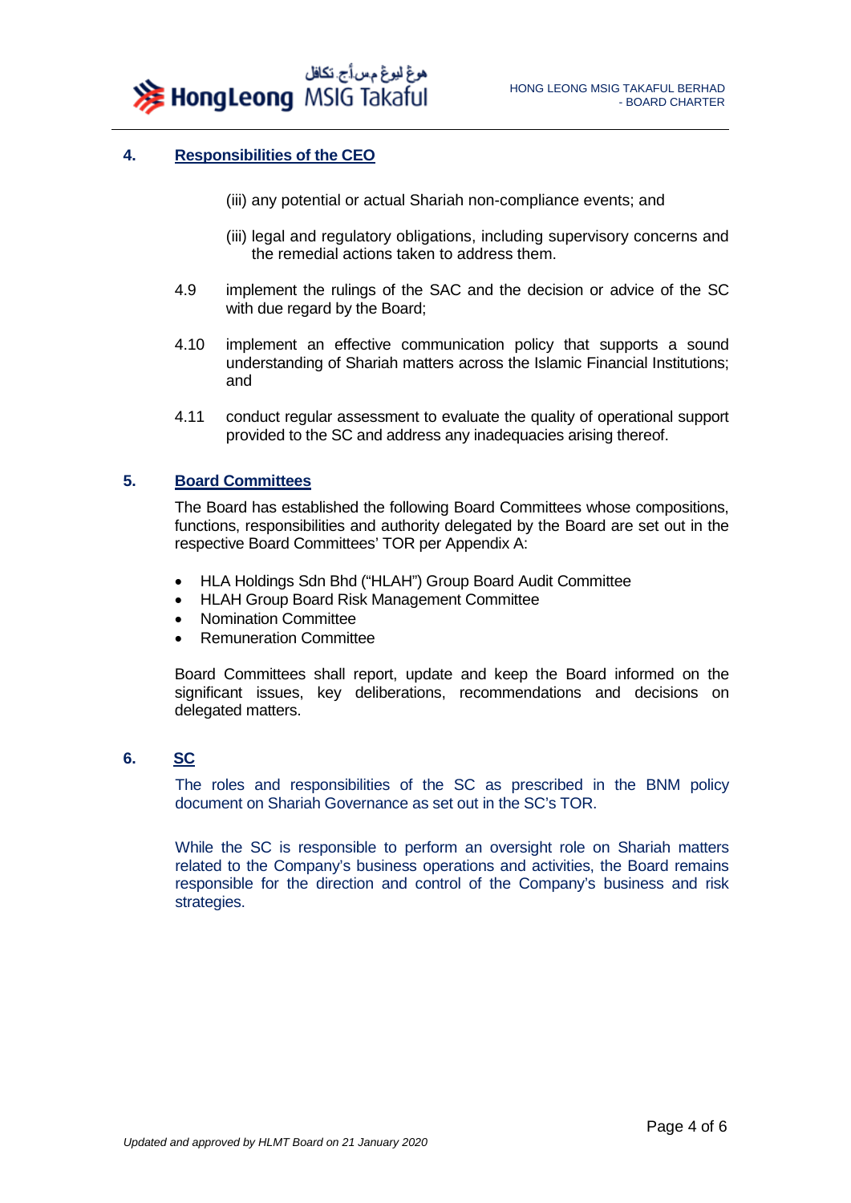## 4. Responsibilities of the CEO

(iii) any potential or actual Shariah non-compliance events; and

(iii) legal and regulatory obligations, including supervisory concerns and the remedial actions taken to address them.

4.9 implement the rulings of the SAC and the decision or advice of the SC with due regard by the Board;

4.10 implement an effective communication policy that supports a sound understanding of Shariah matters across the Islamic Financial Institutions; and

4.11 conduct regular assessment to evaluate the quality of operational support provided to the SC and address any inadequacies arising thereof.

## 5. Board Committees

The Board has established the following Board Committees whose compositions, functions, responsibilities and authority delegated by the Board are set out in the respective Board Committees' TOR per Appendix A:

- HLA Holdings Sdn Bhd ("HLAH") Group Board Audit Committee
- HLAH Group Board Risk Management Committee
- Nomination Committee
- Remuneration Committee

Board Committees shall report, update and keep the Board informed on the significant issues, key deliberations, recommendations and decisions on delegated matters.

## 6. SC

The roles and responsibilities of the SC as prescribed in the BNM policy document on Shariah Governance as set out in the SC's TOR.

While the SC is responsible to perform an oversight role on Shariah matters related to the Company's business operations and activities, the Board remains responsible for the direction and control of the Company's business and risk strategies.

*Updated and approved by HLMT Board on 21 January 2020*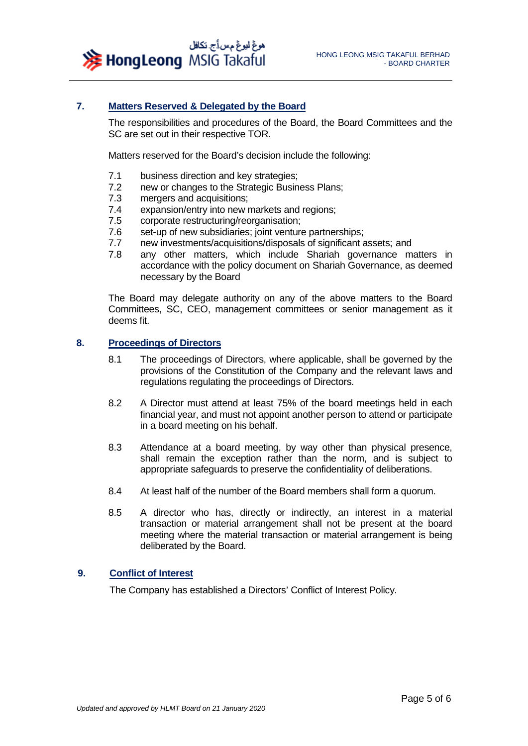## 7. Matters Reserved & Delegated by the Board

The responsibilities and procedures of the Board, the Board Committees and the SC are set out in their respective TOR.

Matters reserved for the Board's decision include the following:

- 7.1 business direction and key strategies;
- 7.2 new or changes to the Strategic Business Plans;
- 7.3 mergers and acquisitions;
- 7.4 expansion/entry into new markets and regions;
- 7.5 corporate restructuring/reorganisation;
- 7.6 set-up of new subsidiaries; joint venture partnerships;
- 7.7 new investments/acquisitions/disposals of significant assets; and
- 7.8 any other matters, which include Shariah governance matters in accordance with the policy document on Shariah Governance, as deemed necessary by the Board

The Board may delegate authority on any of the above matters to the Board Committees, SC, CEO, management committees or senior management as it deems fit.

## 8. Proceedings of Directors

8.1 The proceedings of Directors, where applicable, shall be governed by the provisions of the Constitution of the Company and the relevant laws and regulations regulating the proceedings of Directors.

8.2 A Director must attend at least 75% of the board meetings held in each financial year, and must not appoint another person to attend or participate in a board meeting on his behalf.

8.3 Attendance at a board meeting, by way other than physical presence, shall remain the exception rather than the norm, and is subject to appropriate safeguards to preserve the confidentiality of deliberations.

8.4 At least half of the number of the Board members shall form a quorum.

8.5 A director who has, directly or indirectly, an interest in a material transaction or material arrangement shall not be present at the board meeting where the material transaction or material arrangement is being deliberated by the Board.

## 9. Conflict of Interest

The Company has established a Directors' Conflict of Interest Policy.

*Updated and approved by HLMT Board on 21 January 2020*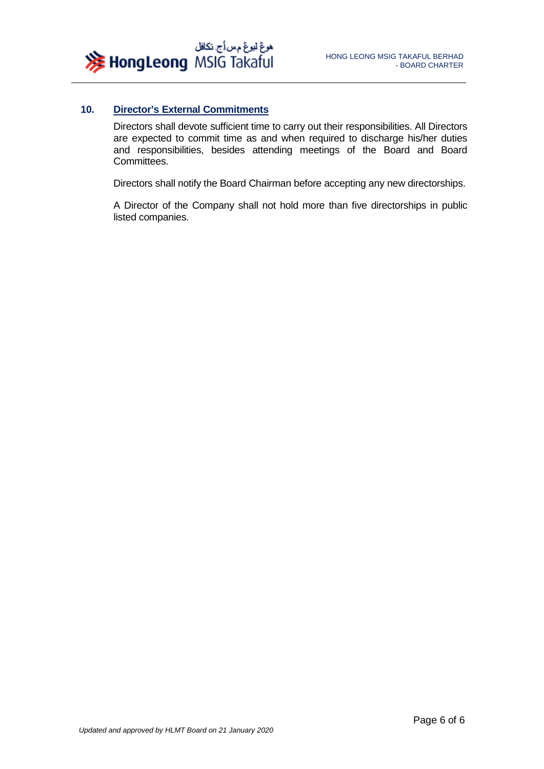## 10. Director's External Commitments

Directors shall devote sufficient time to carry out their responsibilities. All Directors are expected to commit time as and when required to discharge his/her duties and responsibilities, besides attending meetings of the Board and Board Committees.

Directors shall notify the Board Chairman before accepting any new directorships.

A Director of the Company shall not hold more than five directorships in public listed companies.

*Updated and approved by HLMT Board on 21 January 2020*